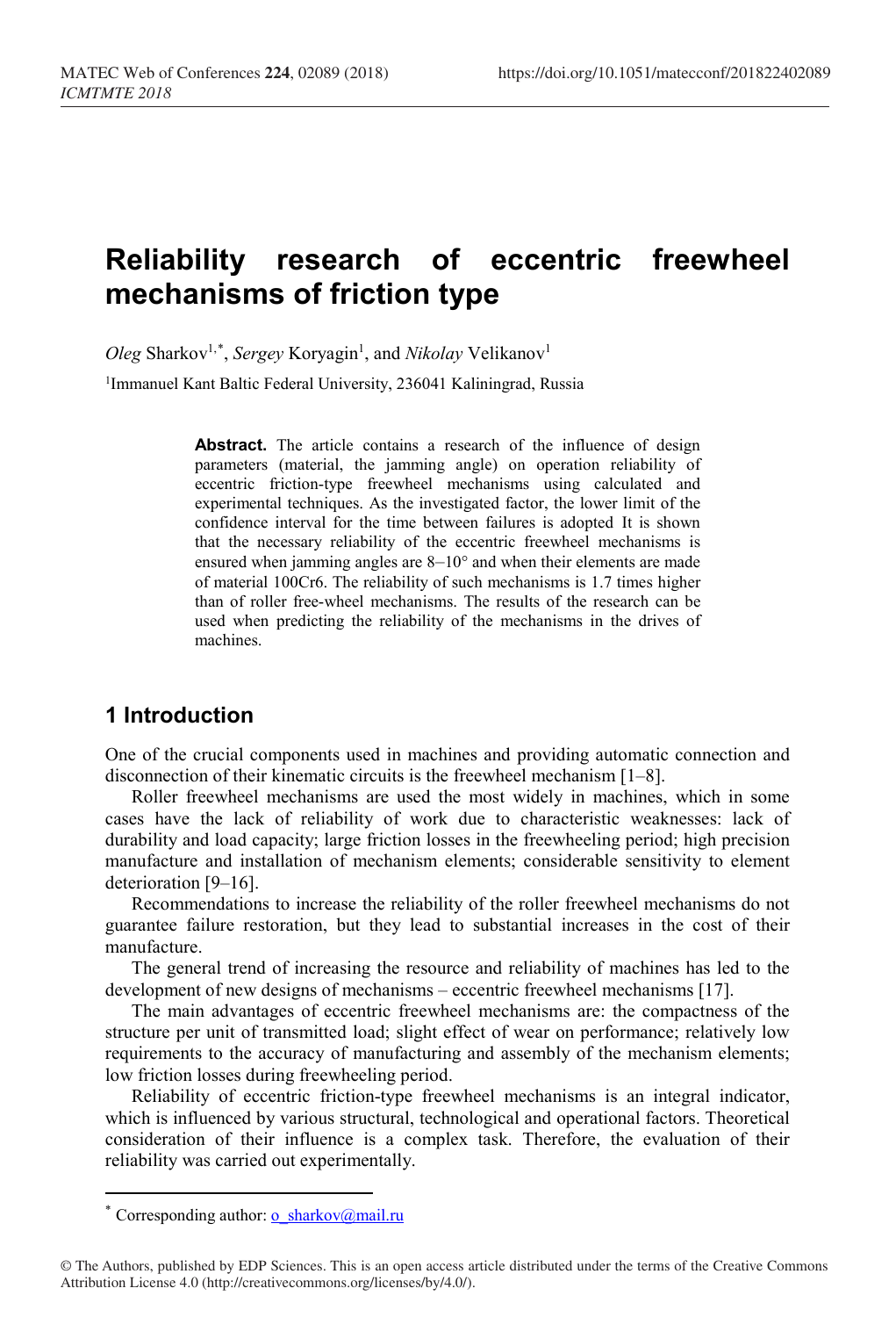# Reliability research of eccentric freewheel mechanisms of friction type

*Oleg* Sharkov[1,*], *Sergey* Koryagin[1], and *Nikolay* Velikanov[1]

[1]Immanuel Kant Baltic Federal University, 236041 Kaliningrad, Russia

**Abstract.** The article contains a research of the influence of design parameters (material, the jamming angle) on operation reliability of eccentric friction-type freewheel mechanisms using calculated and experimental techniques. As the investigated factor, the lower limit of the confidence interval for the time between failures is adopted It is shown that the necessary reliability of the eccentric freewheel mechanisms is ensured when jamming angles are 8–10° and when their elements are made of material 100Cr6. The reliability of such mechanisms is 1.7 times higher than of roller free-wheel mechanisms. The results of the research can be used when predicting the reliability of the mechanisms in the drives of machines.

## 1 Introduction

One of the crucial components used in machines and providing automatic connection and disconnection of their kinematic circuits is the freewheel mechanism [1–8].

Roller freewheel mechanisms are used the most widely in machines, which in some cases have the lack of reliability of work due to characteristic weaknesses: lack of durability and load capacity; large friction losses in the freewheeling period; high precision manufacture and installation of mechanism elements; considerable sensitivity to element deterioration [9–16].

Recommendations to increase the reliability of the roller freewheel mechanisms do not guarantee failure restoration, but they lead to substantial increases in the cost of their manufacture.

The general trend of increasing the resource and reliability of machines has led to the development of new designs of mechanisms – eccentric freewheel mechanisms [17].

The main advantages of eccentric freewheel mechanisms are: the compactness of the structure per unit of transmitted load; slight effect of wear on performance; relatively low requirements to the accuracy of manufacturing and assembly of the mechanism elements; low friction losses during freewheeling period.

Reliability of eccentric friction-type freewheel mechanisms is an integral indicator, which is influenced by various structural, technological and operational factors. Theoretical consideration of their influence is a complex task. Therefore, the evaluation of their reliability was carried out experimentally.

[*] Corresponding author: o_sharkov@mail.ru

© The Authors, published by EDP Sciences. This is an open access article distributed under the terms of the Creative Commons Attribution License 4.0 (http://creativecommons.org/licenses/by/4.0/).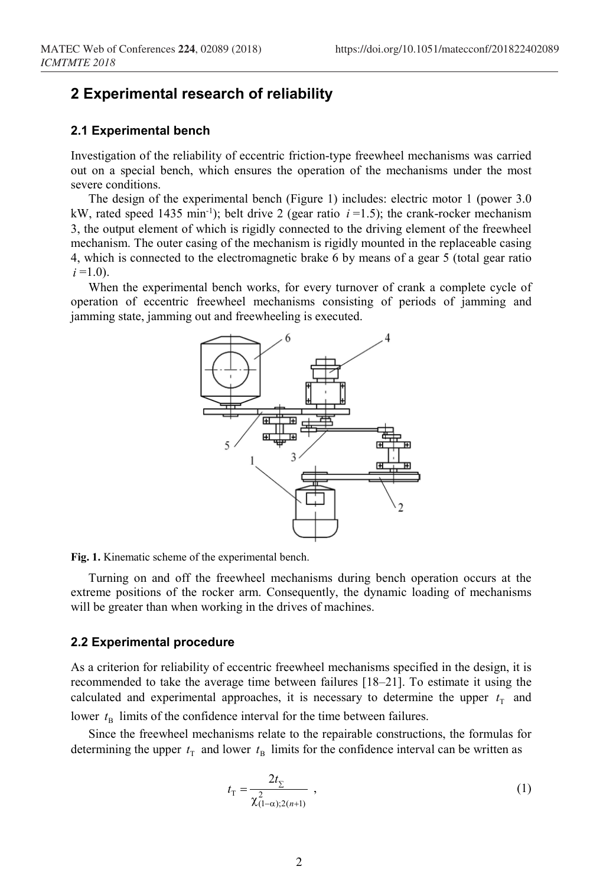## 2 Experimental research of reliability

### 2.1 Experimental bench

Investigation of the reliability of eccentric friction-type freewheel mechanisms was carried out on a special bench, which ensures the operation of the mechanisms under the most severe conditions.

The design of the experimental bench (Figure 1) includes: electric motor 1 (power 3.0 kW, rated speed 1435 min$^{-1}$); belt drive 2 (gear ratio $i$ =1.5); the crank-rocker mechanism 3, the output element of which is rigidly connected to the driving element of the freewheel mechanism. The outer casing of the mechanism is rigidly mounted in the replaceable casing 4, which is connected to the electromagnetic brake 6 by means of a gear 5 (total gear ratio $i$ =1.0).

When the experimental bench works, for every turnover of crank a complete cycle of operation of eccentric freewheel mechanisms consisting of periods of jamming and jamming state, jamming out and freewheeling is executed.

Fig. 1. Kinematic scheme of the experimental bench.

Turning on and off the freewheel mechanisms during bench operation occurs at the extreme positions of the rocker arm. Consequently, the dynamic loading of mechanisms will be greater than when working in the drives of machines.

### 2.2 Experimental procedure

As a criterion for reliability of eccentric freewheel mechanisms specified in the design, it is recommended to take the average time between failures [18–21]. To estimate it using the calculated and experimental approaches, it is necessary to determine the upper $t_{\mathrm{T}}$ and lower $t_{\mathrm{B}}$ limits of the confidence interval for the time between failures.

Since the freewheel mechanisms relate to the repairable constructions, the formulas for determining the upper $t_{\mathrm{T}}$ and lower $t_{\mathrm{B}}$ limits for the confidence interval can be written as

$$t_{\mathrm{T}} = \frac{2t_{\Sigma}}{\chi^2_{(1-\alpha);2(n+1)}} , \tag{1}$$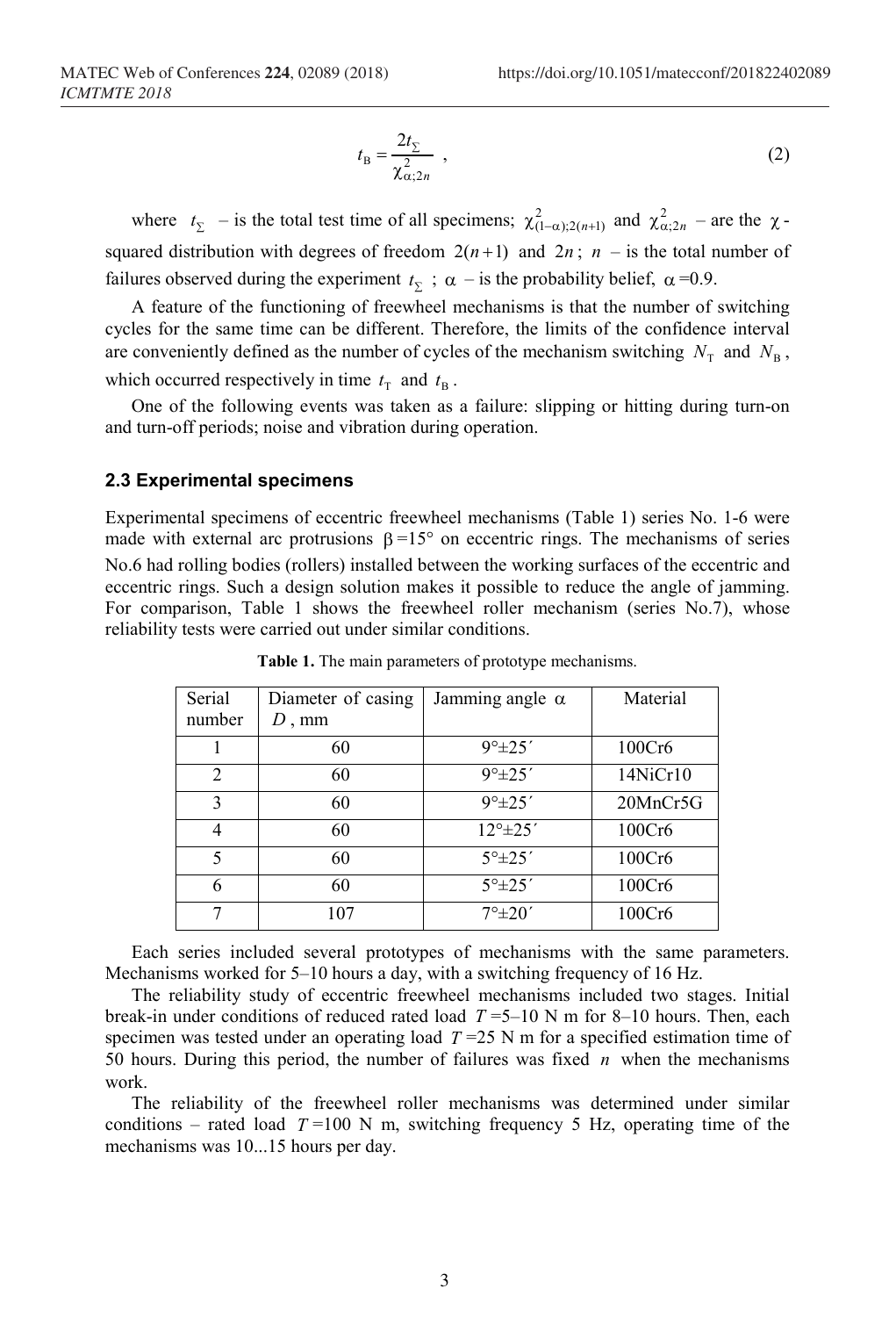$$t_{\text{B}} = \frac{2t_{\Sigma}}{\chi^2_{\alpha;2n}} \ , \tag{2}$$

where $t_{\Sigma}$ – is the total test time of all specimens; $\chi^2_{(1-\alpha);2(n+1)}$ and $\chi^2_{\alpha;2n}$ – are the $\chi$-squared distribution with degrees of freedom $2(n+1)$ and $2n$; $n$ – is the total number of failures observed during the experiment $t_{\Sigma}$ ; $\alpha$ – is the probability belief, $\alpha$ =0.9.

A feature of the functioning of freewheel mechanisms is that the number of switching cycles for the same time can be different. Therefore, the limits of the confidence interval are conveniently defined as the number of cycles of the mechanism switching $N_{\text{T}}$ and $N_{\text{B}}$, which occurred respectively in time $t_{\text{T}}$ and $t_{\text{B}}$.

One of the following events was taken as a failure: slipping or hitting during turn-on and turn-off periods; noise and vibration during operation.

### 2.3 Experimental specimens

Experimental specimens of eccentric freewheel mechanisms (Table 1) series No. 1-6 were made with external arc protrusions $\beta$ =15° on eccentric rings. The mechanisms of series No.6 had rolling bodies (rollers) installed between the working surfaces of the eccentric and eccentric rings. Such a design solution makes it possible to reduce the angle of jamming. For comparison, Table 1 shows the freewheel roller mechanism (series No.7), whose reliability tests were carried out under similar conditions.

**Table 1.** The main parameters of prototype mechanisms.

| Serial number | Diameter of casing $D$ , mm | Jamming angle $\alpha$ | Material |
|---|---|---|---|
| 1 | 60 | 9°±25′ | 100Cr6 |
| 2 | 60 | 9°±25′ | 14NiCr10 |
| 3 | 60 | 9°±25′ | 20MnCr5G |
| 4 | 60 | 12°±25′ | 100Cr6 |
| 5 | 60 | 5°±25′ | 100Cr6 |
| 6 | 60 | 5°±25′ | 100Cr6 |
| 7 | 107 | 7°±20′ | 100Cr6 |

Each series included several prototypes of mechanisms with the same parameters. Mechanisms worked for 5–10 hours a day, with a switching frequency of 16 Hz.

The reliability study of eccentric freewheel mechanisms included two stages. Initial break-in under conditions of reduced rated load $T$ =5–10 N m for 8–10 hours. Then, each specimen was tested under an operating load $T$ =25 N m for a specified estimation time of 50 hours. During this period, the number of failures was fixed $n$ when the mechanisms work.

The reliability of the freewheel roller mechanisms was determined under similar conditions – rated load $T$ =100 N m, switching frequency 5 Hz, operating time of the mechanisms was 10...15 hours per day.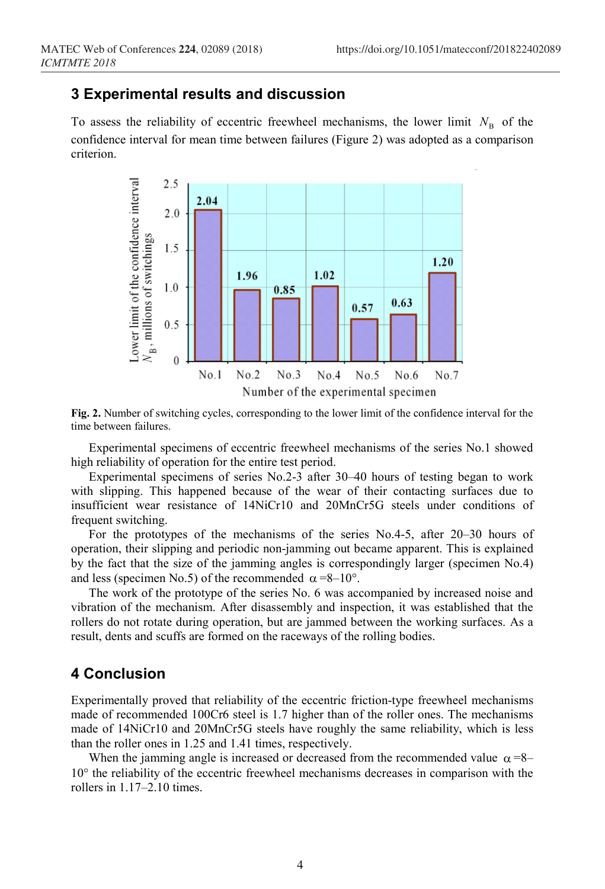## 3 Experimental results and discussion

To assess the reliability of eccentric freewheel mechanisms, the lower limit $N_B$ of the confidence interval for mean time between failures (Figure 2) was adopted as a comparison criterion.

**Fig. 2.** Number of switching cycles, corresponding to the lower limit of the confidence interval for the time between failures.

Experimental specimens of eccentric freewheel mechanisms of the series No.1 showed high reliability of operation for the entire test period.

Experimental specimens of series No.2-3 after 30–40 hours of testing began to work with slipping. This happened because of the wear of their contacting surfaces due to insufficient wear resistance of 14NiCr10 and 20MnCr5G steels under conditions of frequent switching.

For the prototypes of the mechanisms of the series No.4-5, after 20–30 hours of operation, their slipping and periodic non-jamming out became apparent. This is explained by the fact that the size of the jamming angles is correspondingly larger (specimen No.4) and less (specimen No.5) of the recommended $\alpha$ =8–10°.

The work of the prototype of the series No. 6 was accompanied by increased noise and vibration of the mechanism. After disassembly and inspection, it was established that the rollers do not rotate during operation, but are jammed between the working surfaces. As a result, dents and scuffs are formed on the raceways of the rolling bodies.

## 4 Conclusion

Experimentally proved that reliability of the eccentric friction-type freewheel mechanisms made of recommended 100Cr6 steel is 1.7 higher than of the roller ones. The mechanisms made of 14NiCr10 and 20MnCr5G steels have roughly the same reliability, which is less than the roller ones in 1.25 and 1.41 times, respectively.

When the jamming angle is increased or decreased from the recommended value $\alpha$ =8–10° the reliability of the eccentric freewheel mechanisms decreases in comparison with the rollers in 1.17–2.10 times.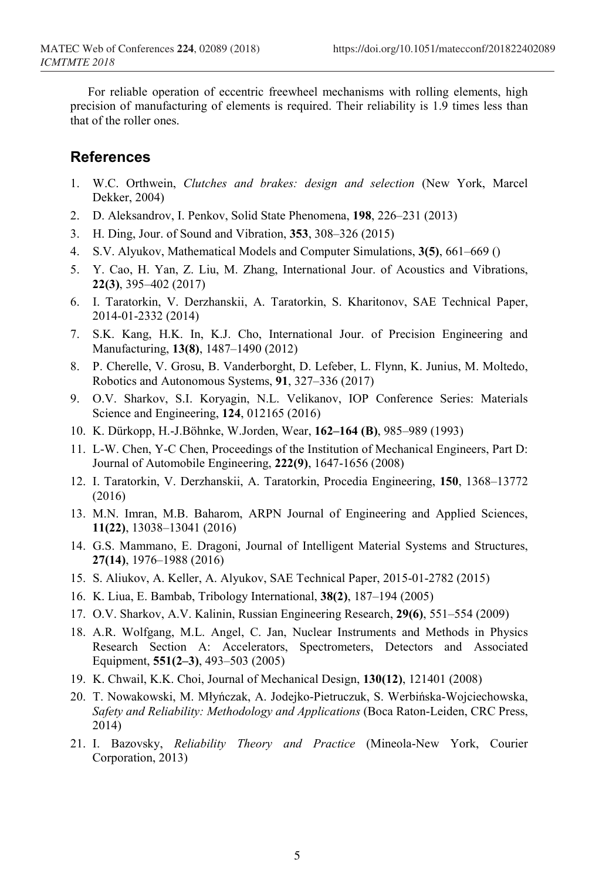For reliable operation of eccentric freewheel mechanisms with rolling elements, high precision of manufacturing of elements is required. Their reliability is 1.9 times less than that of the roller ones.

## References

1. W.C. Orthwein, *Clutches and brakes: design and selection* (New York, Marcel Dekker, 2004)
2. D. Aleksandrov, I. Penkov, Solid State Phenomena, **198**, 226–231 (2013)
3. H. Ding, Jour. of Sound and Vibration, **353**, 308–326 (2015)
4. S.V. Alyukov, Mathematical Models and Computer Simulations, **3(5)**, 661–669 ()
5. Y. Cao, H. Yan, Z. Liu, M. Zhang, International Jour. of Acoustics and Vibrations, **22(3)**, 395–402 (2017)
6. I. Taratorkin, V. Derzhanskii, A. Taratorkin, S. Kharitonov, SAE Technical Paper, 2014-01-2332 (2014)
7. S.K. Kang, H.K. In, K.J. Cho, International Jour. of Precision Engineering and Manufacturing, **13(8)**, 1487–1490 (2012)
8. P. Cherelle, V. Grosu, B. Vanderborght, D. Lefeber, L. Flynn, K. Junius, M. Moltedo, Robotics and Autonomous Systems, **91**, 327–336 (2017)
9. O.V. Sharkov, S.I. Koryagin, N.L. Velikanov, IOP Conference Series: Materials Science and Engineering, **124**, 012165 (2016)
10. K. Dürkopp, H.-J.Böhnke, W.Jorden, Wear, **162–164 (B)**, 985–989 (1993)
11. L-W. Chen, Y-C Chen, Proceedings of the Institution of Mechanical Engineers, Part D: Journal of Automobile Engineering, **222(9)**, 1647-1656 (2008)
12. I. Taratorkin, V. Derzhanskii, A. Taratorkin, Procedia Engineering, **150**, 1368–13772 (2016)
13. M.N. Imran, M.B. Baharom, ARPN Journal of Engineering and Applied Sciences, **11(22)**, 13038–13041 (2016)
14. G.S. Mammano, E. Dragoni, Journal of Intelligent Material Systems and Structures, **27(14)**, 1976–1988 (2016)
15. S. Aliukov, A. Keller, A. Alyukov, SAE Technical Paper, 2015-01-2782 (2015)
16. K. Liua, E. Bambab, Tribology International, **38(2)**, 187–194 (2005)
17. O.V. Sharkov, A.V. Kalinin, Russian Engineering Research, **29(6)**, 551–554 (2009)
18. A.R. Wolfgang, M.L. Angel, C. Jan, Nuclear Instruments and Methods in Physics Research Section A: Accelerators, Spectrometers, Detectors and Associated Equipment, **551(2–3)**, 493–503 (2005)
19. K. Chwail, K.K. Choi, Journal of Mechanical Design, **130(12)**, 121401 (2008)
20. T. Nowakowski, M. Młyńczak, A. Jodejko-Pietruczuk, S. Werbińska-Wojciechowska, *Safety and Reliability: Methodology and Applications* (Boca Raton-Leiden, CRC Press, 2014)
21. I. Bazovsky, *Reliability Theory and Practice* (Mineola-New York, Courier Corporation, 2013)